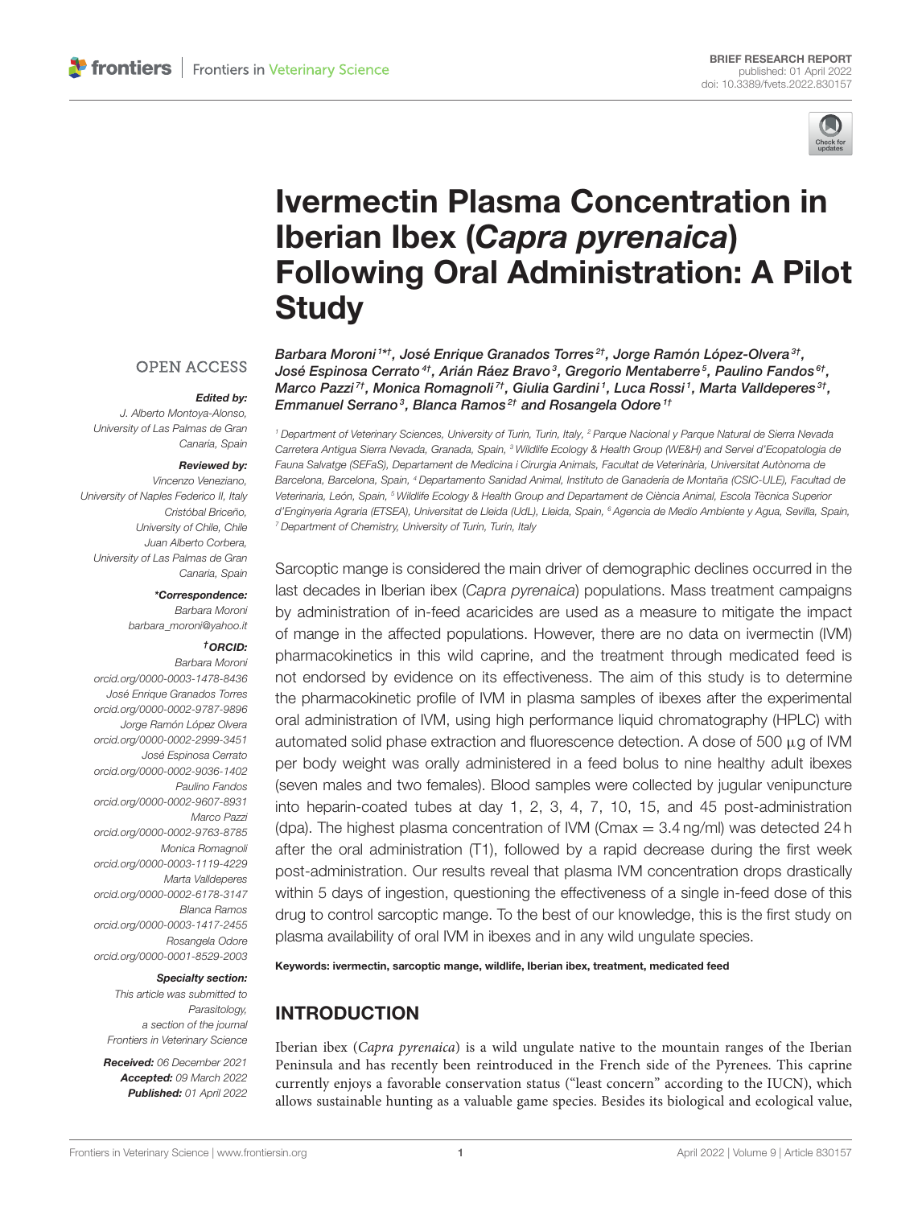BRIEF RESEARCH REPORT
published: 01 April 2022
doi: 10.3389/fvets.2022.830157

# Ivermectin Plasma Concentration in Iberian Ibex (*Capra pyrenaica*) Following Oral Administration: A Pilot Study

*Barbara Moroni[1*†], José Enrique Granados Torres[2†], Jorge Ramón López-Olvera[3†], José Espinosa Cerrato[4†], Arián Ráez Bravo[3], Gregorio Mentaberre[5], Paulino Fandos[6†], Marco Pazzi[7†], Monica Romagnoli[7†], Giulia Gardini[1], Luca Rossi[1], Marta Valldeperes[3†], Emmanuel Serrano[3], Blanca Ramos[2†] and Rosangela Odore[1†]*

[1] Department of Veterinary Sciences, University of Turin, Turin, Italy, [2] Parque Nacional y Parque Natural de Sierra Nevada Carretera Antigua Sierra Nevada, Granada, Spain, [3] Wildlife Ecology & Health Group (WE&H) and Servei d'Ecopatologia de Fauna Salvatge (SEFaS), Departament de Medicina i Cirurgia Animals, Facultat de Veterinària, Universitat Autònoma de Barcelona, Barcelona, Spain, [4] Departamento Sanidad Animal, Instituto de Ganadería de Montaña (CSIC-ULE), Facultad de Veterinaria, León, Spain, [5] Wildlife Ecology & Health Group and Departament de Ciència Animal, Escola Tècnica Superior d'Enginyeria Agraria (ETSEA), Universitat de Lleida (UdL), Lleida, Spain, [6] Agencia de Medio Ambiente y Agua, Sevilla, Spain, [7] Department of Chemistry, University of Turin, Turin, Italy

OPEN ACCESS

**Edited by:**
J. Alberto Montoya-Alonso,
University of Las Palmas de Gran Canaria, Spain

**Reviewed by:**
Vincenzo Veneziano,
University of Naples Federico II, Italy
Cristóbal Briceño,
University of Chile, Chile
Juan Alberto Corbera,
University of Las Palmas de Gran Canaria, Spain

***Correspondence:**
Barbara Moroni
barbara_moroni@yahoo.it

**†ORCID:**
Barbara Moroni
orcid.org/0000-0003-1478-8436
José Enrique Granados Torres
orcid.org/0000-0002-9787-9896
Jorge Ramón López Olvera
orcid.org/0000-0002-2999-3451
José Espinosa Cerrato
orcid.org/0000-0002-9036-1402
Paulino Fandos
orcid.org/0000-0002-9607-8931
Marco Pazzi
orcid.org/0000-0002-9763-8785
Monica Romagnoli
orcid.org/0000-0003-1119-4229
Marta Valldeperes
orcid.org/0000-0002-6178-3147
Blanca Ramos
orcid.org/0000-0003-1417-2455
Rosangela Odore
orcid.org/0000-0001-8529-2003

**Specialty section:**
This article was submitted to Parasitology, a section of the journal Frontiers in Veterinary Science

**Received:** 06 December 2021
**Accepted:** 09 March 2022
**Published:** 01 April 2022

Sarcoptic mange is considered the main driver of demographic declines occurred in the last decades in Iberian ibex (*Capra pyrenaica*) populations. Mass treatment campaigns by administration of in-feed acaricides are used as a measure to mitigate the impact of mange in the affected populations. However, there are no data on ivermectin (IVM) pharmacokinetics in this wild caprine, and the treatment through medicated feed is not endorsed by evidence on its effectiveness. The aim of this study is to determine the pharmacokinetic profile of IVM in plasma samples of ibexes after the experimental oral administration of IVM, using high performance liquid chromatography (HPLC) with automated solid phase extraction and fluorescence detection. A dose of 500 μg of IVM per body weight was orally administered in a feed bolus to nine healthy adult ibexes (seven males and two females). Blood samples were collected by jugular venipuncture into heparin-coated tubes at day 1, 2, 3, 4, 7, 10, 15, and 45 post-administration (dpa). The highest plasma concentration of IVM ($C_{max}$ = 3.4 ng/ml) was detected 24 h after the oral administration (T1), followed by a rapid decrease during the first week post-administration. Our results reveal that plasma IVM concentration drops drastically within 5 days of ingestion, questioning the effectiveness of a single in-feed dose of this drug to control sarcoptic mange. To the best of our knowledge, this is the first study on plasma availability of oral IVM in ibexes and in any wild ungulate species.

**Keywords:** ivermectin, sarcoptic mange, wildlife, Iberian ibex, treatment, medicated feed

## INTRODUCTION

Iberian ibex (*Capra pyrenaica*) is a wild ungulate native to the mountain ranges of the Iberian Peninsula and has recently been reintroduced in the French side of the Pyrenees. This caprine currently enjoys a favorable conservation status ("least concern" according to the IUCN), which allows sustainable hunting as a valuable game species. Besides its biological and ecological value,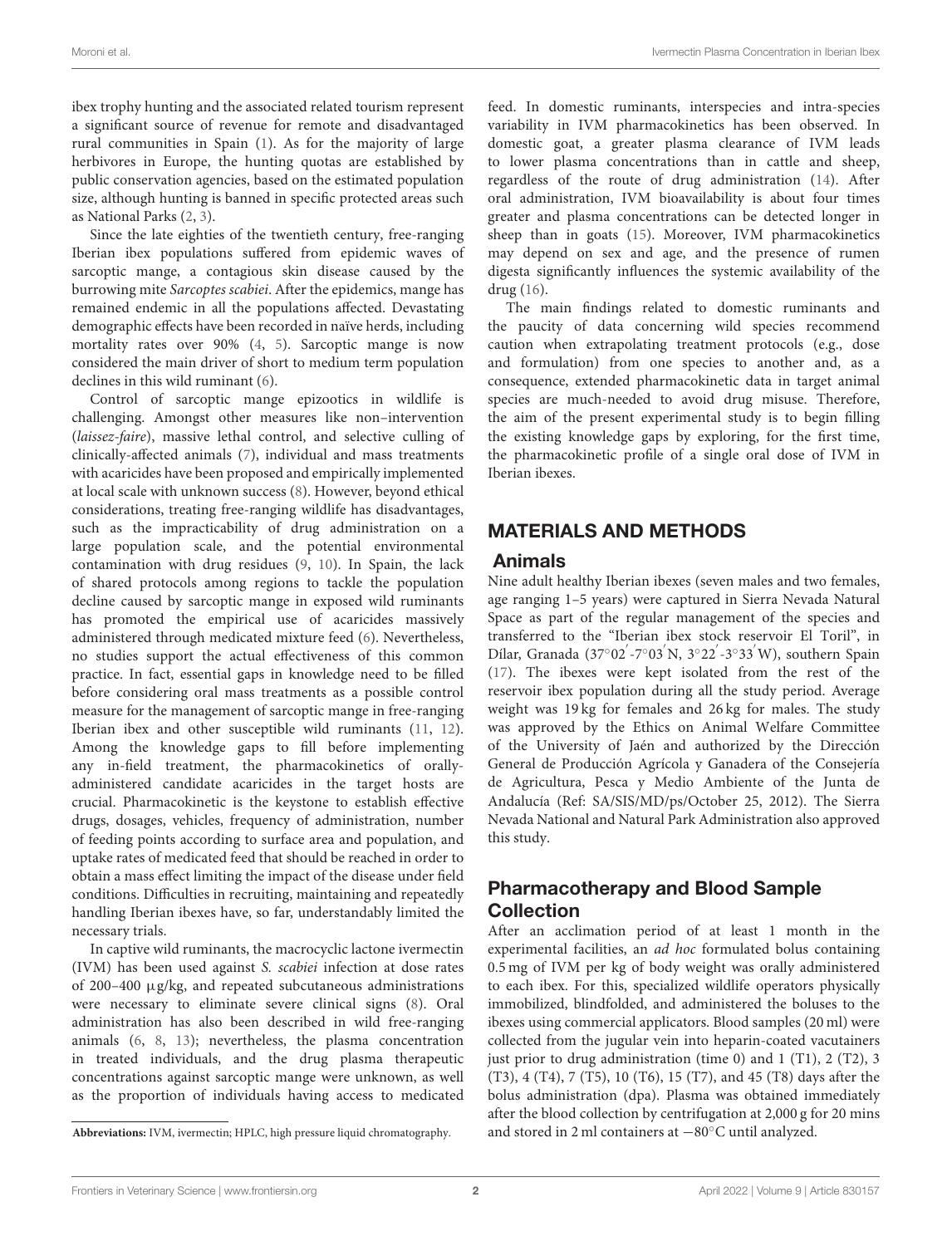ibex trophy hunting and the associated related tourism represent a significant source of revenue for remote and disadvantaged rural communities in Spain (1). As for the majority of large herbivores in Europe, the hunting quotas are established by public conservation agencies, based on the estimated population size, although hunting is banned in specific protected areas such as National Parks (2, 3).

Since the late eighties of the twentieth century, free-ranging Iberian ibex populations suffered from epidemic waves of sarcoptic mange, a contagious skin disease caused by the burrowing mite *Sarcoptes scabiei*. After the epidemics, mange has remained endemic in all the populations affected. Devastating demographic effects have been recorded in naïve herds, including mortality rates over 90% (4, 5). Sarcoptic mange is now considered the main driver of short to medium term population declines in this wild ruminant (6).

Control of sarcoptic mange epizootics in wildlife is challenging. Amongst other measures like non–intervention (*laissez-faire*), massive lethal control, and selective culling of clinically-affected animals (7), individual and mass treatments with acaricides have been proposed and empirically implemented at local scale with unknown success (8). However, beyond ethical considerations, treating free-ranging wildlife has disadvantages, such as the impracticability of drug administration on a large population scale, and the potential environmental contamination with drug residues (9, 10). In Spain, the lack of shared protocols among regions to tackle the population decline caused by sarcoptic mange in exposed wild ruminants has promoted the empirical use of acaricides massively administered through medicated mixture feed (6). Nevertheless, no studies support the actual effectiveness of this common practice. In fact, essential gaps in knowledge need to be filled before considering oral mass treatments as a possible control measure for the management of sarcoptic mange in free-ranging Iberian ibex and other susceptible wild ruminants (11, 12). Among the knowledge gaps to fill before implementing any in-field treatment, the pharmacokinetics of orally-administered candidate acaricides in the target hosts are crucial. Pharmacokinetic is the keystone to establish effective drugs, dosages, vehicles, frequency of administration, number of feeding points according to surface area and population, and uptake rates of medicated feed that should be reached in order to obtain a mass effect limiting the impact of the disease under field conditions. Difficulties in recruiting, maintaining and repeatedly handling Iberian ibexes have, so far, understandably limited the necessary trials.

In captive wild ruminants, the macrocyclic lactone ivermectin (IVM) has been used against *S. scabiei* infection at dose rates of 200–400 μg/kg, and repeated subcutaneous administrations were necessary to eliminate severe clinical signs (8). Oral administration has also been described in wild free-ranging animals (6, 8, 13); nevertheless, the plasma concentration in treated individuals, and the drug plasma therapeutic concentrations against sarcoptic mange were unknown, as well as the proportion of individuals having access to medicated feed. In domestic ruminants, interspecies and intra-species variability in IVM pharmacokinetics has been observed. In domestic goat, a greater plasma clearance of IVM leads to lower plasma concentrations than in cattle and sheep, regardless of the route of drug administration (14). After oral administration, IVM bioavailability is about four times greater and plasma concentrations can be detected longer in sheep than in goats (15). Moreover, IVM pharmacokinetics may depend on sex and age, and the presence of rumen digesta significantly influences the systemic availability of the drug (16).

The main findings related to domestic ruminants and the paucity of data concerning wild species recommend caution when extrapolating treatment protocols (e.g., dose and formulation) from one species to another and, as a consequence, extended pharmacokinetic data in target animal species are much-needed to avoid drug misuse. Therefore, the aim of the present experimental study is to begin filling the existing knowledge gaps by exploring, for the first time, the pharmacokinetic profile of a single oral dose of IVM in Iberian ibexes.

**Abbreviations:** IVM, ivermectin; HPLC, high pressure liquid chromatography.

## MATERIALS AND METHODS

### Animals

Nine adult healthy Iberian ibexes (seven males and two females, age ranging 1–5 years) were captured in Sierra Nevada Natural Space as part of the regular management of the species and transferred to the "Iberian ibex stock reservoir El Toril", in Dílar, Granada (37°02′-7°03′N, 3°22′-3°33′W), southern Spain (17). The ibexes were kept isolated from the rest of the reservoir ibex population during all the study period. Average weight was 19 kg for females and 26 kg for males. The study was approved by the Ethics on Animal Welfare Committee of the University of Jaén and authorized by the Dirección General de Producción Agrícola y Ganadera of the Consejería de Agricultura, Pesca y Medio Ambiente of the Junta de Andalucía (Ref: SA/SIS/MD/ps/October 25, 2012). The Sierra Nevada National and Natural Park Administration also approved this study.

### Pharmacotherapy and Blood Sample Collection

After an acclimation period of at least 1 month in the experimental facilities, an *ad hoc* formulated bolus containing 0.5 mg of IVM per kg of body weight was orally administered to each ibex. For this, specialized wildlife operators physically immobilized, blindfolded, and administered the boluses to the ibexes using commercial applicators. Blood samples (20 ml) were collected from the jugular vein into heparin-coated vacutainers just prior to drug administration (time 0) and 1 (T1), 2 (T2), 3 (T3), 4 (T4), 7 (T5), 10 (T6), 15 (T7), and 45 (T8) days after the bolus administration (dpa). Plasma was obtained immediately after the blood collection by centrifugation at 2,000 g for 20 mins and stored in 2 ml containers at −80°C until analyzed.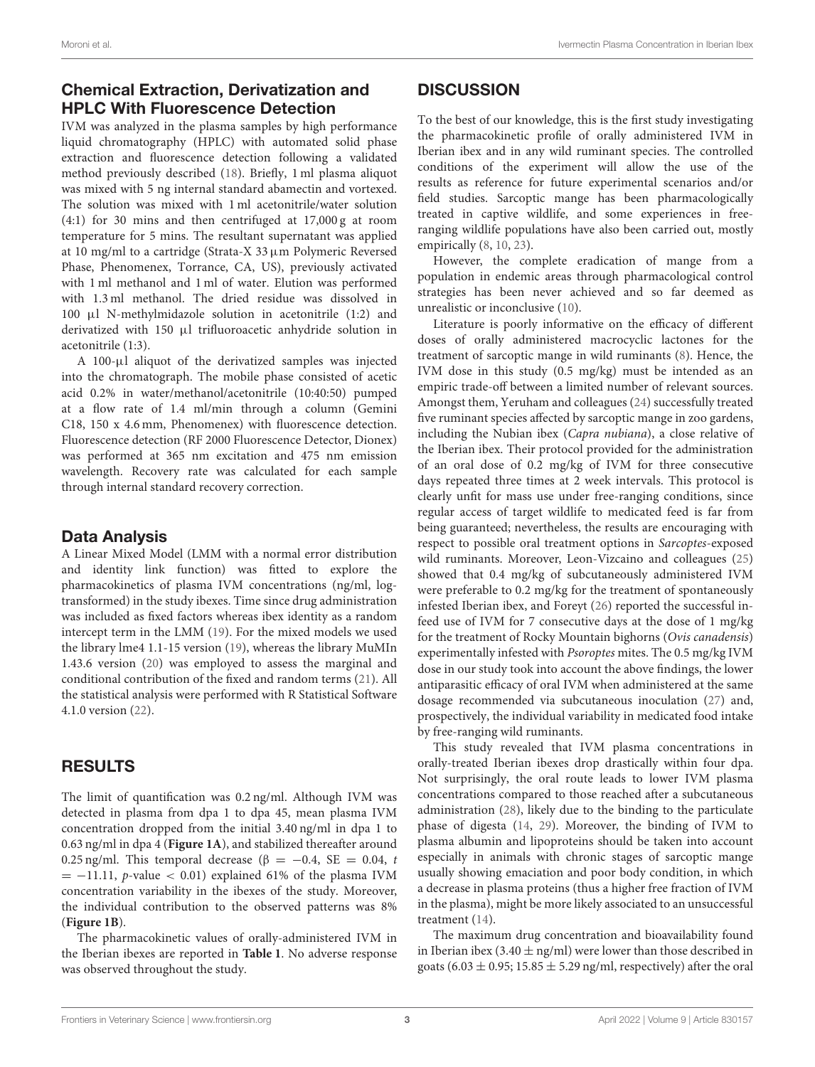## Chemical Extraction, Derivatization and HPLC With Fluorescence Detection

IVM was analyzed in the plasma samples by high performance liquid chromatography (HPLC) with automated solid phase extraction and fluorescence detection following a validated method previously described (18). Briefly, 1 ml plasma aliquot was mixed with 5 ng internal standard abamectin and vortexed. The solution was mixed with 1 ml acetonitrile/water solution (4:1) for 30 mins and then centrifuged at 17,000 g at room temperature for 5 mins. The resultant supernatant was applied at 10 mg/ml to a cartridge (Strata-X 33 μm Polymeric Reversed Phase, Phenomenex, Torrance, CA, US), previously activated with 1 ml methanol and 1 ml of water. Elution was performed with 1.3 ml methanol. The dried residue was dissolved in 100 μl N-methylmidazole solution in acetonitrile (1:2) and derivatized with 150 μl trifluoroacetic anhydride solution in acetonitrile (1:3).

A 100-μl aliquot of the derivatized samples was injected into the chromatograph. The mobile phase consisted of acetic acid 0.2% in water/methanol/acetonitrile (10:40:50) pumped at a flow rate of 1.4 ml/min through a column (Gemini C18, 150 x 4.6 mm, Phenomenex) with fluorescence detection. Fluorescence detection (RF 2000 Fluorescence Detector, Dionex) was performed at 365 nm excitation and 475 nm emission wavelength. Recovery rate was calculated for each sample through internal standard recovery correction.

## Data Analysis

A Linear Mixed Model (LMM with a normal error distribution and identity link function) was fitted to explore the pharmacokinetics of plasma IVM concentrations (ng/ml, log-transformed) in the study ibexes. Time since drug administration was included as fixed factors whereas ibex identity as a random intercept term in the LMM (19). For the mixed models we used the library lme4 1.1-15 version (19), whereas the library MuMIn 1.43.6 version (20) was employed to assess the marginal and conditional contribution of the fixed and random terms (21). All the statistical analysis were performed with R Statistical Software 4.1.0 version (22).

# RESULTS

The limit of quantification was 0.2 ng/ml. Although IVM was detected in plasma from dpa 1 to dpa 45, mean plasma IVM concentration dropped from the initial 3.40 ng/ml in dpa 1 to 0.63 ng/ml in dpa 4 (**Figure 1A**), and stabilized thereafter around 0.25 ng/ml. This temporal decrease ($\beta = -0.4$, SE $= 0.04$, $t = -11.11$, $p$-value $< 0.01$) explained 61% of the plasma IVM concentration variability in the ibexes of the study. Moreover, the individual contribution to the observed patterns was 8% (**Figure 1B**).

The pharmacokinetic values of orally-administered IVM in the Iberian ibexes are reported in **Table 1**. No adverse response was observed throughout the study.

# DISCUSSION

To the best of our knowledge, this is the first study investigating the pharmacokinetic profile of orally administered IVM in Iberian ibex and in any wild ruminant species. The controlled conditions of the experiment will allow the use of the results as reference for future experimental scenarios and/or field studies. Sarcoptic mange has been pharmacologically treated in captive wildlife, and some experiences in free-ranging wildlife populations have also been carried out, mostly empirically (8, 10, 23).

However, the complete eradication of mange from a population in endemic areas through pharmacological control strategies has been never achieved and so far deemed as unrealistic or inconclusive (10).

Literature is poorly informative on the efficacy of different doses of orally administered macrocyclic lactones for the treatment of sarcoptic mange in wild ruminants (8). Hence, the IVM dose in this study (0.5 mg/kg) must be intended as an empiric trade-off between a limited number of relevant sources. Amongst them, Yeruham and colleagues (24) successfully treated five ruminant species affected by sarcoptic mange in zoo gardens, including the Nubian ibex (*Capra nubiana*), a close relative of the Iberian ibex. Their protocol provided for the administration of an oral dose of 0.2 mg/kg of IVM for three consecutive days repeated three times at 2 week intervals. This protocol is clearly unfit for mass use under free-ranging conditions, since regular access of target wildlife to medicated feed is far from being guaranteed; nevertheless, the results are encouraging with respect to possible oral treatment options in *Sarcoptes*-exposed wild ruminants. Moreover, Leon-Vizcaino and colleagues (25) showed that 0.4 mg/kg of subcutaneously administered IVM were preferable to 0.2 mg/kg for the treatment of spontaneously infested Iberian ibex, and Foreyt (26) reported the successful in-feed use of IVM for 7 consecutive days at the dose of 1 mg/kg for the treatment of Rocky Mountain bighorns (*Ovis canadensis*) experimentally infested with *Psoroptes* mites. The 0.5 mg/kg IVM dose in our study took into account the above findings, the lower antiparasitic efficacy of oral IVM when administered at the same dosage recommended via subcutaneous inoculation (27) and, prospectively, the individual variability in medicated food intake by free-ranging wild ruminants.

This study revealed that IVM plasma concentrations in orally-treated Iberian ibexes drop drastically within four dpa. Not surprisingly, the oral route leads to lower IVM plasma concentrations compared to those reached after a subcutaneous administration (28), likely due to the binding to the particulate phase of digesta (14, 29). Moreover, the binding of IVM to plasma albumin and lipoproteins should be taken into account especially in animals with chronic stages of sarcoptic mange usually showing emaciation and poor body condition, in which a decrease in plasma proteins (thus a higher free fraction of IVM in the plasma), might be more likely associated to an unsuccessful treatment (14).

The maximum drug concentration and bioavailability found in Iberian ibex (3.40 ± ng/ml) were lower than those described in goats (6.03 ± 0.95; 15.85 ± 5.29 ng/ml, respectively) after the oral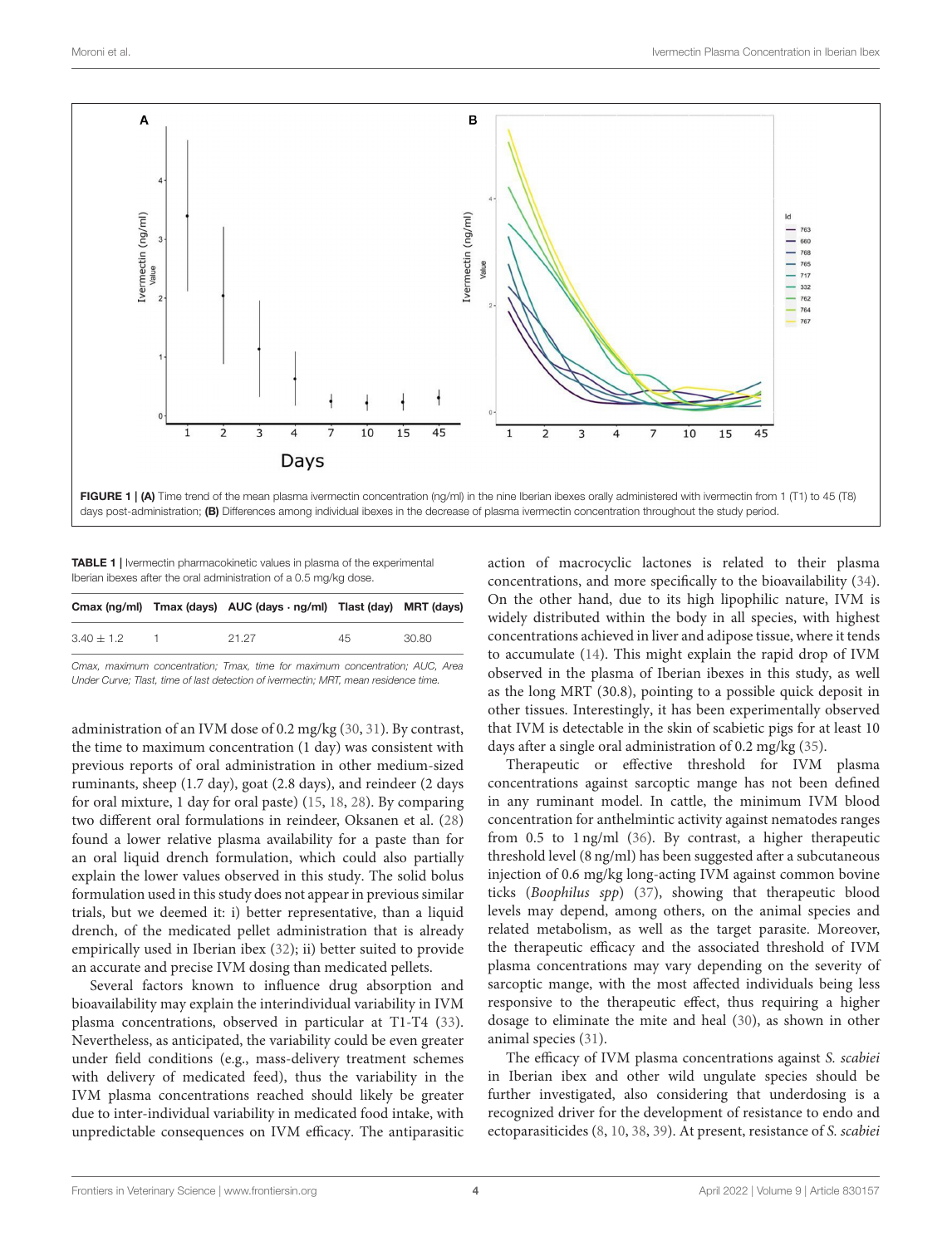**FIGURE 1 | (A)** Time trend of the mean plasma ivermectin concentration (ng/ml) in the nine Iberian ibexes orally administered with ivermectin from 1 (T1) to 45 (T8) days post-administration; **(B)** Differences among individual ibexes in the decrease of plasma ivermectin concentration throughout the study period.

**TABLE 1 |** Ivermectin pharmacokinetic values in plasma of the experimental Iberian ibexes after the oral administration of a 0.5 mg/kg dose.

| Cmax (ng/ml) | Tmax (days) | AUC (days · ng/ml) | Tlast (day) | MRT (days) |
|---|---|---|---|---|
| 3.40 ± 1.2 | 1 | 21.27 | 45 | 30.80 |

*Cmax, maximum concentration; Tmax, time for maximum concentration; AUC, Area Under Curve; Tlast, time of last detection of ivermectin; MRT, mean residence time.*

administration of an IVM dose of 0.2 mg/kg (30, 31). By contrast, the time to maximum concentration (1 day) was consistent with previous reports of oral administration in other medium-sized ruminants, sheep (1.7 day), goat (2.8 days), and reindeer (2 days for oral mixture, 1 day for oral paste) (15, 18, 28). By comparing two different oral formulations in reindeer, Oksanen et al. (28) found a lower relative plasma availability for a paste than for an oral liquid drench formulation, which could also partially explain the lower values observed in this study. The solid bolus formulation used in this study does not appear in previous similar trials, but we deemed it: i) better representative, than a liquid drench, of the medicated pellet administration that is already empirically used in Iberian ibex (32); ii) better suited to provide an accurate and precise IVM dosing than medicated pellets.

Several factors known to influence drug absorption and bioavailability may explain the interindividual variability in IVM plasma concentrations, observed in particular at T1-T4 (33). Nevertheless, as anticipated, the variability could be even greater under field conditions (e.g., mass-delivery treatment schemes with delivery of medicated feed), thus the variability in the IVM plasma concentrations reached should likely be greater due to inter-individual variability in medicated food intake, with unpredictable consequences on IVM efficacy. The antiparasitic action of macrocyclic lactones is related to their plasma concentrations, and more specifically to the bioavailability (34). On the other hand, due to its high lipophilic nature, IVM is widely distributed within the body in all species, with highest concentrations achieved in liver and adipose tissue, where it tends to accumulate (14). This might explain the rapid drop of IVM observed in the plasma of Iberian ibexes in this study, as well as the long MRT (30.8), pointing to a possible quick deposit in other tissues. Interestingly, it has been experimentally observed that IVM is detectable in the skin of scabietic pigs for at least 10 days after a single oral administration of 0.2 mg/kg (35).

Therapeutic or effective threshold for IVM plasma concentrations against sarcoptic mange has not been defined in any ruminant model. In cattle, the minimum IVM blood concentration for anthelmintic activity against nematodes ranges from 0.5 to 1 ng/ml (36). By contrast, a higher therapeutic threshold level (8 ng/ml) has been suggested after a subcutaneous injection of 0.6 mg/kg long-acting IVM against common bovine ticks (*Boophilus spp*) (37), showing that therapeutic blood levels may depend, among others, on the animal species and related metabolism, as well as the target parasite. Moreover, the therapeutic efficacy and the associated threshold of IVM plasma concentrations may vary depending on the severity of sarcoptic mange, with the most affected individuals being less responsive to the therapeutic effect, thus requiring a higher dosage to eliminate the mite and heal (30), as shown in other animal species (31).

The efficacy of IVM plasma concentrations against *S. scabiei* in Iberian ibex and other wild ungulate species should be further investigated, also considering that underdosing is a recognized driver for the development of resistance to endo and ectoparasiticides (8, 10, 38, 39). At present, resistance of *S. scabiei*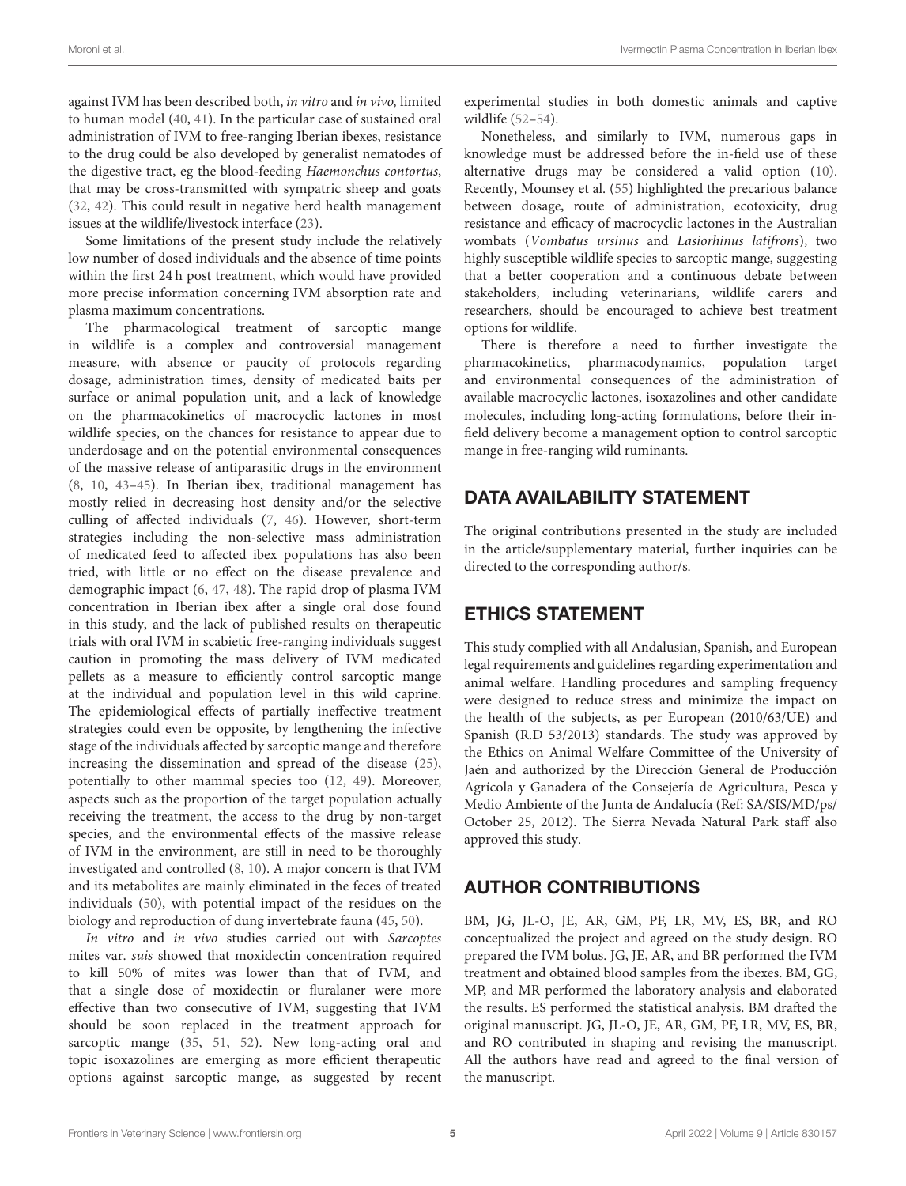against IVM has been described both, *in vitro* and *in vivo,* limited to human model (40, 41). In the particular case of sustained oral administration of IVM to free-ranging Iberian ibexes, resistance to the drug could be also developed by generalist nematodes of the digestive tract, eg the blood-feeding *Haemonchus contortus*, that may be cross-transmitted with sympatric sheep and goats (32, 42). This could result in negative herd health management issues at the wildlife/livestock interface (23).

Some limitations of the present study include the relatively low number of dosed individuals and the absence of time points within the first 24 h post treatment, which would have provided more precise information concerning IVM absorption rate and plasma maximum concentrations.

The pharmacological treatment of sarcoptic mange in wildlife is a complex and controversial management measure, with absence or paucity of protocols regarding dosage, administration times, density of medicated baits per surface or animal population unit, and a lack of knowledge on the pharmacokinetics of macrocyclic lactones in most wildlife species, on the chances for resistance to appear due to underdosage and on the potential environmental consequences of the massive release of antiparasitic drugs in the environment (8, 10, 43–45). In Iberian ibex, traditional management has mostly relied in decreasing host density and/or the selective culling of affected individuals (7, 46). However, short-term strategies including the non-selective mass administration of medicated feed to affected ibex populations has also been tried, with little or no effect on the disease prevalence and demographic impact (6, 47, 48). The rapid drop of plasma IVM concentration in Iberian ibex after a single oral dose found in this study, and the lack of published results on therapeutic trials with oral IVM in scabietic free-ranging individuals suggest caution in promoting the mass delivery of IVM medicated pellets as a measure to efficiently control sarcoptic mange at the individual and population level in this wild caprine. The epidemiological effects of partially ineffective treatment strategies could even be opposite, by lengthening the infective stage of the individuals affected by sarcoptic mange and therefore increasing the dissemination and spread of the disease (25), potentially to other mammal species too (12, 49). Moreover, aspects such as the proportion of the target population actually receiving the treatment, the access to the drug by non-target species, and the environmental effects of the massive release of IVM in the environment, are still in need to be thoroughly investigated and controlled (8, 10). A major concern is that IVM and its metabolites are mainly eliminated in the feces of treated individuals (50), with potential impact of the residues on the biology and reproduction of dung invertebrate fauna (45, 50).

*In vitro* and *in vivo* studies carried out with *Sarcoptes* mites var. *suis* showed that moxidectin concentration required to kill 50% of mites was lower than that of IVM, and that a single dose of moxidectin or fluralaner were more effective than two consecutive of IVM, suggesting that IVM should be soon replaced in the treatment approach for sarcoptic mange (35, 51, 52). New long-acting oral and topic isoxazolines are emerging as more efficient therapeutic options against sarcoptic mange, as suggested by recent experimental studies in both domestic animals and captive wildlife (52–54).

Nonetheless, and similarly to IVM, numerous gaps in knowledge must be addressed before the in-field use of these alternative drugs may be considered a valid option (10). Recently, Mounsey et al. (55) highlighted the precarious balance between dosage, route of administration, ecotoxicity, drug resistance and efficacy of macrocyclic lactones in the Australian wombats (*Vombatus ursinus* and *Lasiorhinus latifrons*), two highly susceptible wildlife species to sarcoptic mange, suggesting that a better cooperation and a continuous debate between stakeholders, including veterinarians, wildlife carers and researchers, should be encouraged to achieve best treatment options for wildlife.

There is therefore a need to further investigate the pharmacokinetics, pharmacodynamics, population target and environmental consequences of the administration of available macrocyclic lactones, isoxazolines and other candidate molecules, including long-acting formulations, before their in-field delivery become a management option to control sarcoptic mange in free-ranging wild ruminants.

## DATA AVAILABILITY STATEMENT

The original contributions presented in the study are included in the article/supplementary material, further inquiries can be directed to the corresponding author/s.

## ETHICS STATEMENT

This study complied with all Andalusian, Spanish, and European legal requirements and guidelines regarding experimentation and animal welfare. Handling procedures and sampling frequency were designed to reduce stress and minimize the impact on the health of the subjects, as per European (2010/63/UE) and Spanish (R.D 53/2013) standards. The study was approved by the Ethics on Animal Welfare Committee of the University of Jaén and authorized by the Dirección General de Producción Agrícola y Ganadera of the Consejería de Agricultura, Pesca y Medio Ambiente of the Junta de Andalucía (Ref: SA/SIS/MD/ps/ October 25, 2012). The Sierra Nevada Natural Park staff also approved this study.

## AUTHOR CONTRIBUTIONS

BM, JG, JL-O, JE, AR, GM, PF, LR, MV, ES, BR, and RO conceptualized the project and agreed on the study design. RO prepared the IVM bolus. JG, JE, AR, and BR performed the IVM treatment and obtained blood samples from the ibexes. BM, GG, MP, and MR performed the laboratory analysis and elaborated the results. ES performed the statistical analysis. BM drafted the original manuscript. JG, JL-O, JE, AR, GM, PF, LR, MV, ES, BR, and RO contributed in shaping and revising the manuscript. All the authors have read and agreed to the final version of the manuscript.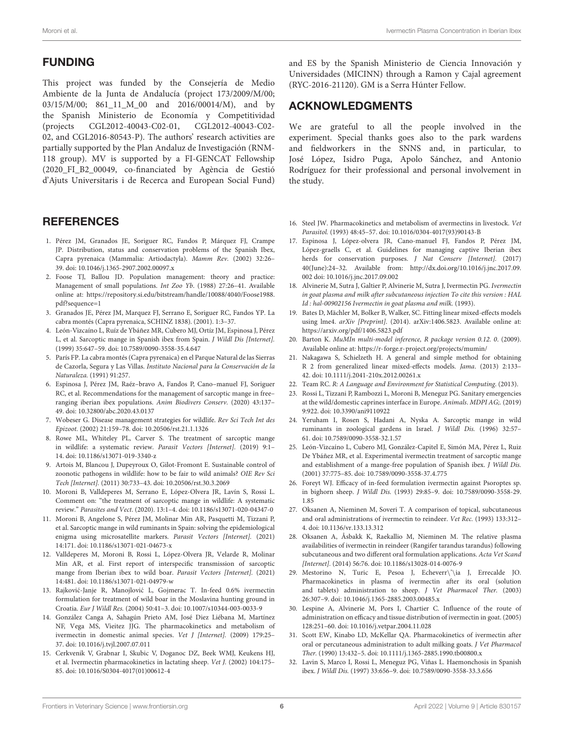## FUNDING

This project was funded by the Consejería de Medio Ambiente de la Junta de Andalucía (project 173/2009/M/00; 03/15/M/00; 861_11_M_00 and 2016/00014/M), and by the Spanish Ministerio de Economía y Competitividad (projects CGL2012-40043-C02-01, CGL2012-40043-C02-02, and CGL2016-80543-P). The authors' research activities are partially supported by the Plan Andaluz de Investigación (RNM-118 group). MV is supported by a FI-GENCAT Fellowship (2020_FI_B2_00049, co-financiated by Agència de Gestió d'Ajuts Universitaris i de Recerca and European Social Fund) and ES by the Spanish Ministerio de Ciencia Innovación y Universidades (MICINN) through a Ramon y Cajal agreement (RYC-2016-21120). GM is a Serra Húnter Fellow.

## ACKNOWLEDGMENTS

We are grateful to all the people involved in the experiment. Special thanks goes also to the park wardens and fieldworkers in the SNNS and, in particular, to José López, Isidro Puga, Apolo Sánchez, and Antonio Rodríguez for their professional and personal involvement in the study.

## REFERENCES

1. Pérez JM, Granados JE, Soriguer RC, Fandos P, Márquez FJ, Crampe JP. Distribution, status and conservation problems of the Spanish Ibex, Capra pyrenaica (Mammalia: Artiodactyla). *Mamm Rev.* (2002) 32:26–39. doi: 10.1046/j.1365-2907.2002.00097.x
2. Foose TJ, Ballou JD. Population management: theory and practice: Management of small populations. *Int Zoo Yb.* (1988) 27:26–41. Available online at: https://repository.si.edu/bitstream/handle/10088/4040/Foose1988.pdf?sequence=1
3. Granados JE, Pérez JM, Marquez FJ, Serrano E, Soriguer RC, Fandos YP. La cabra montés (Capra pyrenaica, SCHINZ 1838). (2001). 1:3–37.
4. León-Vizcaíno L, Ruíz de Ybáñez MR, Cubero MJ, Ortíz JM, Espinosa J, Pérez L, et al. Sarcoptic mange in Spanish ibex from Spain. *J Wildl Dis [Internet].* (1999) 35:647–59. doi: 10.7589/0090-3558-35.4.647
5. París FP. La cabra montés (Capra pyrenaica) en el Parque Natural de las Sierras de Cazorla, Segura y Las Villas. *Instituto Nacional para la Conservación de la Naturaleza.* (1991) 91:257.
6. Espinosa J, Pérez JM, Raéz–bravo A, Fandos P, Cano–manuel FJ, Soriguer RC, et al. Recommendations for the management of sarcoptic mange in free–ranging iberian ibex populations. *Anim Biodivers Conserv.* (2020) 43:137–49. doi: 10.32800/abc.2020.43.0137
7. Wobeser G. Disease management strategies for wildlife. *Rev Sci Tech Int des Epizoot.* (2002) 21:159–78. doi: 10.20506/rst.21.1.1326
8. Rowe ML, Whiteley PL, Carver S. The treatment of sarcoptic mange in wildlife: a systematic review. *Parasit Vectors [Internet].* (2019) 9:1–14. doi: 10.1186/s13071-019-3340-z
9. Artois M, Blancou J, Dupeyroux O, Gilot-Fromont E. Sustainable control of zoonotic pathogens in wildlife: how to be fair to wild animals? *OIE Rev Sci Tech [Internet].* (2011) 30:733–43. doi: 10.20506/rst.30.3.2069
10. Moroni B, Valldeperes M, Serrano E, López-Olvera JR, Lavín S, Rossi L. Comment on: "the treatment of sarcoptic mange in wildlife: A systematic review." *Parasites and Vect*. (2020). 13:1–4. doi: 10.1186/s13071-020-04347-0
11. Moroni B, Angelone S, Pérez JM, Molinar Min AR, Pasquetti M, Tizzani P, et al. Sarcoptic mange in wild ruminants in Spain: solving the epidemiological enigma using microsatellite markers. *Parasit Vectors [Internet].* (2021) 14:171. doi: 10.1186/s13071-021-04673-x
12. Valldeperes M, Moroni B, Rossi L, López-Olvera JR, Velarde R, Molinar Min AR, et al. First report of interspecific transmission of sarcoptic mange from Iberian ibex to wild boar. *Parasit Vectors [Internet].* (2021) 14:481. doi: 10.1186/s13071-021-04979-w
13. Rajković-Janje R, Manojlović L, Gojmerac T. In-feed 0.6% ivermectin formulation for treatment of wild boar in the Moslavina hunting ground in Croatia. *Eur J Wildl Res.* (2004) 50:41–3. doi: 10.1007/s10344-003-0033-9
14. González Canga A, Sahagún Prieto AM, José Diez Liébana M, Martínez NF, Vega MS, Vieitez JJG. The pharmacokinetics and metabolism of ivermectin in domestic animal species. *Vet J [Internet].* (2009) 179:25–37. doi: 10.1016/j.tvjl.2007.07.011
15. Cerkvenik V, Grabnar I, Skubic V, Doganoc DZ, Beek WMJ, Keukens HJ, et al. Ivermectin pharmacokinetics in lactating sheep. *Vet J.* (2002) 104:175–85. doi: 10.1016/S0304-4017(01)00612-4
16. Steel JW. Pharmacokinetics and metabolism of avermectins in livestock. *Vet Parasitol.* (1993) 48:45–57. doi: 10.1016/0304-4017(93)90143-B
17. Espinosa J, López-olvera JR, Cano-manuel FJ, Fandos P, Pérez JM, López-graells C, et al. Guidelines for managing captive Iberian ibex herds for conservation purposes. *J Nat Conserv [Internet].* (2017) 40(June):24–32. Available from: http://dx.doi.org/10.1016/j.jnc.2017.09.002 doi: 10.1016/j.jnc.2017.09.002
18. Alvinerie M, Sutra J, Galtier P, Alvinerie M, Sutra J, Ivermectin PG. *Ivermectin in goat plasma and milk after subcutaneous injection To cite this version : HAL Id : hal-00902156 Ivermectin in goat plasma and milk.* (1993).
19. Bates D, Mächler M, Bolker B, Walker, SC. Fitting linear mixed-effects models using lme4. *arXiv [Preprint].* (2014). arXiv:1406.5823. Available online at: https://arxiv.org/pdf/1406.5823.pdf
20. Barton K. *MuMIn multi-model inference, R package version 0.12. 0*. (2009). Available online at: https://r-forge.r-project.org/projects/mumin/
21. Nakagawa S, Schielzeth H. A general and simple method for obtaining R 2 from generalized linear mixed-effects models. *Jama*. (2013) 2:133–42. doi: 10.1111/j.2041-210x.2012.00261.x
22. Team RC. *R: A Language and Environment for Statistical Computing.* (2013).
23. Rossi L, Tizzani P, Rambozzi L, Moroni B, Meneguz PG. Sanitary emergencies at the wild/domestic caprines interface in Europe. *Animals. MDPI AG;.* (2019) 9:922. doi: 10.3390/ani9110922
24. Yeruham I, Rosen S, Hadani A, Nyska A. Sarcoptic mange in wild ruminants in zoological gardens in Israel. *J Wildl Dis.* (1996) 32:57–61. doi: 10.7589/0090-3558-32.1.57
25. León-Vizcaíno L, Cubero MJ, González-Capitel E, Simón MA, Pérez L, Ruiz De Ybáñez MR, et al. Experimental ivermectin treatment of sarcoptic mange and establishment of a mange-free population of Spanish ibex. *J Wildl Dis.* (2001) 37:775–85. doi: 10.7589/0090-3558-37.4.775
26. Foreyt WJ. Efficacy of in-feed formulation ivermectin against Psoroptes sp. in bighorn sheep. *J Wildl Dis.* (1993) 29:85–9. doi: 10.7589/0090-3558-29.1.85
27. Oksanen A, Nieminen M, Soveri T. A comparison of topical, subcutaneous and oral administrations of ivermectin to reindeer. *Vet Rec.* (1993) 133:312–4. doi: 10.1136/vr.133.13.312
28. Oksanen A, Åsbakk K, Raekallio M, Nieminen M. The relative plasma availabilities of ivermectin in reindeer (Rangifer tarandus tarandus) following subcutaneous and two different oral formulation applications. *Acta Vet Scand [Internet].* (2014) 56:76. doi: 10.1186/s13028-014-0076-9
29. Mestorino N, Turic E, Pesoa J, Echeverr\'\ia J, Errecalde JO. Pharmacokinetics in plasma of ivermectin after its oral (solution and tablets) administration to sheep. *J Vet Pharmacol Ther.* (2003) 26:307–9. doi: 10.1046/j.1365-2885.2003.00485.x
30. Lespine A, Alvinerie M, Pors I, Chartier C. Influence of the route of administration on efficacy and tissue distribution of ivermectin in goat. (2005) 128:251–60. doi: 10.1016/j.vetpar.2004.11.028
31. Scott EW, Kinabo LD, McKellar QA. Pharmacokinetics of ivermectin after oral or percutaneous administration to adult milking goats. *J Vet Pharmacol Ther.* (1990) 13:432–5. doi: 10.1111/j.1365-2885.1990.tb00800.x
32. Lavin S, Marco I, Rossi L, Meneguz PG, Viñas L. Haemonchosis in Spanish ibex. *J Wildl Dis.* (1997) 33:656–9. doi: 10.7589/0090-3558-33.3.656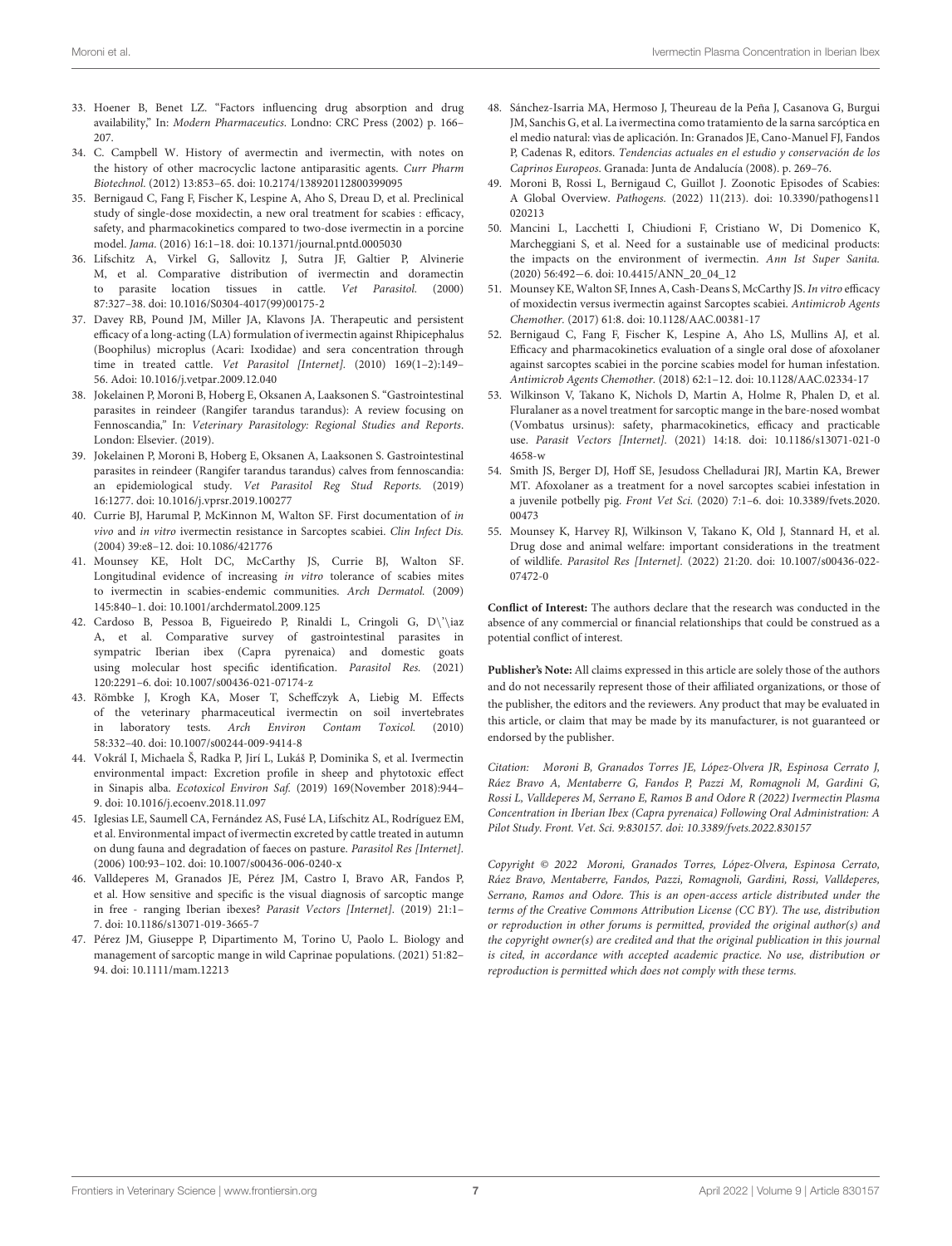33. Hoener B, Benet LZ. "Factors influencing drug absorption and drug availability," In: *Modern Pharmaceutics*. Londno: CRC Press (2002) p. 166–207.
34. C. Campbell W. History of avermectin and ivermectin, with notes on the history of other macrocyclic lactone antiparasitic agents. *Curr Pharm Biotechnol*. (2012) 13:853–65. doi: 10.2174/138920112800399095
35. Bernigaud C, Fang F, Fischer K, Lespine A, Aho S, Dreau D, et al. Preclinical study of single-dose moxidectin, a new oral treatment for scabies : efficacy, safety, and pharmacokinetics compared to two-dose ivermectin in a porcine model. *Jama*. (2016) 16:1–18. doi: 10.1371/journal.pntd.0005030
36. Lifschitz A, Virkel G, Sallovitz J, Sutra JF, Galtier P, Alvinerie M, et al. Comparative distribution of ivermectin and doramectin to parasite location tissues in cattle. *Vet Parasitol*. (2000) 87:327–38. doi: 10.1016/S0304-4017(99)00175-2
37. Davey RB, Pound JM, Miller JA, Klavons JA. Therapeutic and persistent efficacy of a long-acting (LA) formulation of ivermectin against Rhipicephalus (Boophilus) microplus (Acari: Ixodidae) and sera concentration through time in treated cattle. *Vet Parasitol [Internet]*. (2010) 169(1–2):149–56. Adoi: 10.1016/j.vetpar.2009.12.040
38. Jokelainen P, Moroni B, Hoberg E, Oksanen A, Laaksonen S. "Gastrointestinal parasites in reindeer (Rangifer tarandus tarandus): A review focusing on Fennoscandia," In: *Veterinary Parasitology: Regional Studies and Reports*. London: Elsevier. (2019).
39. Jokelainen P, Moroni B, Hoberg E, Oksanen A, Laaksonen S. Gastrointestinal parasites in reindeer (Rangifer tarandus tarandus) calves from fennoscandia: an epidemiological study. *Vet Parasitol Reg Stud Reports*. (2019) 16:1277. doi: 10.1016/j.vprsr.2019.100277
40. Currie BJ, Harumal P, McKinnon M, Walton SF. First documentation of *in vivo* and *in vitro* ivermectin resistance in Sarcoptes scabiei. *Clin Infect Dis*. (2004) 39:e8–12. doi: 10.1086/421776
41. Mounsey KE, Holt DC, McCarthy JS, Currie BJ, Walton SF. Longitudinal evidence of increasing *in vitro* tolerance of scabies mites to ivermectin in scabies-endemic communities. *Arch Dermatol*. (2009) 145:840–1. doi: 10.1001/archdermatol.2009.125
42. Cardoso B, Pessoa B, Figueiredo P, Rinaldi L, Cringoli G, D\'\iaz A, et al. Comparative survey of gastrointestinal parasites in sympatric Iberian ibex (Capra pyrenaica) and domestic goats using molecular host specific identification. *Parasitol Res*. (2021) 120:2291–6. doi: 10.1007/s00436-021-07174-z
43. Römbke J, Krogh KA, Moser T, Scheffczyk A, Liebig M. Effects of the veterinary pharmaceutical ivermectin on soil invertebrates in laboratory tests. *Arch Environ Contam Toxicol*. (2010) 58:332–40. doi: 10.1007/s00244-009-9414-8
44. Vokrál I, Michaela Š, Radka P, Jirí L, Lukáš P, Dominika S, et al. Ivermectin environmental impact: Excretion profile in sheep and phytotoxic effect in Sinapis alba. *Ecotoxicol Environ Saf*. (2019) 169(November 2018):944–9. doi: 10.1016/j.ecoenv.2018.11.097
45. Iglesias LE, Saumell CA, Fernández AS, Fusé LA, Lifschitz AL, Rodríguez EM, et al. Environmental impact of ivermectin excreted by cattle treated in autumn on dung fauna and degradation of faeces on pasture. *Parasitol Res [Internet]*. (2006) 100:93–102. doi: 10.1007/s00436-006-0240-x
46. Valldeperes M, Granados JE, Pérez JM, Castro I, Bravo AR, Fandos P, et al. How sensitive and specific is the visual diagnosis of sarcoptic mange in free - ranging Iberian ibexes? *Parasit Vectors [Internet]*. (2019) 21:1–7. doi: 10.1186/s13071-019-3665-7
47. Pérez JM, Giuseppe P, Dipartimento M, Torino U, Paolo L. Biology and management of sarcoptic mange in wild Caprinae populations. (2021) 51:82–94. doi: 10.1111/mam.12213
48. Sánchez-Isarria MA, Hermoso J, Theureau de la Peña J, Casanova G, Burgui JM, Sanchis G, et al. La ivermectina como tratamiento de la sarna sarcóptica en el medio natural: vìas de aplicación. In: Granados JE, Cano-Manuel FJ, Fandos P, Cadenas R, editors. *Tendencias actuales en el estudio y conservación de los Caprinos Europeos*. Granada: Junta de Andalucía (2008). p. 269–76.
49. Moroni B, Rossi L, Bernigaud C, Guillot J. Zoonotic Episodes of Scabies: A Global Overview. *Pathogens*. (2022) 11(213). doi: 10.3390/pathogens11020213
50. Mancini L, Lacchetti I, Chiudioni F, Cristiano W, Di Domenico K, Marcheggiani S, et al. Need for a sustainable use of medicinal products: the impacts on the environment of ivermectin. *Ann Ist Super Sanita*. (2020) 56:492−6. doi: 10.4415/ANN_20_04_12
51. Mounsey KE, Walton SF, Innes A, Cash-Deans S, McCarthy JS. *In vitro* efficacy of moxidectin versus ivermectin against Sarcoptes scabiei. *Antimicrob Agents Chemother*. (2017) 61:8. doi: 10.1128/AAC.00381-17
52. Bernigaud C, Fang F, Fischer K, Lespine A, Aho LS, Mullins AJ, et al. Efficacy and pharmacokinetics evaluation of a single oral dose of afoxolaner against sarcoptes scabiei in the porcine scabies model for human infestation. *Antimicrob Agents Chemother*. (2018) 62:1–12. doi: 10.1128/AAC.02334-17
53. Wilkinson V, Takano K, Nichols D, Martin A, Holme R, Phalen D, et al. Fluralaner as a novel treatment for sarcoptic mange in the bare-nosed wombat (Vombatus ursinus): safety, pharmacokinetics, efficacy and practicable use. *Parasit Vectors [Internet]*. (2021) 14:18. doi: 10.1186/s13071-021-04658-w
54. Smith JS, Berger DJ, Hoff SE, Jesudoss Chelladurai JRJ, Martin KA, Brewer MT. Afoxolaner as a treatment for a novel sarcoptes scabiei infestation in a juvenile potbelly pig. *Front Vet Sci*. (2020) 7:1–6. doi: 10.3389/fvets.2020.00473
55. Mounsey K, Harvey RJ, Wilkinson V, Takano K, Old J, Stannard H, et al. Drug dose and animal welfare: important considerations in the treatment of wildlife. *Parasit Res [Internet]*. (2022) 21:20. doi: 10.1007/s00436-022-07472-0

**Conflict of Interest:** The authors declare that the research was conducted in the absence of any commercial or financial relationships that could be construed as a potential conflict of interest.

**Publisher's Note:** All claims expressed in this article are solely those of the authors and do not necessarily represent those of their affiliated organizations, or those of the publisher, the editors and the reviewers. Any product that may be evaluated in this article, or claim that may be made by its manufacturer, is not guaranteed or endorsed by the publisher.

*Citation: Moroni B, Granados Torres JE, López-Olvera JR, Espinosa Cerrato J, Ráez Bravo A, Mentaberre G, Fandos P, Pazzi M, Romagnoli M, Gardini G, Rossi L, Valldeperes M, Serrano E, Ramos B and Odore R (2022) Ivermectin Plasma Concentration in Iberian Ibex (Capra pyrenaica) Following Oral Administration: A Pilot Study. Front. Vet. Sci. 9:830157. doi: 10.3389/fvets.2022.830157*

*Copyright © 2022 Moroni, Granados Torres, López-Olvera, Espinosa Cerrato, Ráez Bravo, Mentaberre, Fandos, Pazzi, Romagnoli, Gardini, Rossi, Valldeperes, Serrano, Ramos and Odore. This is an open-access article distributed under the terms of the Creative Commons Attribution License (CC BY). The use, distribution or reproduction in other forums is permitted, provided the original author(s) and the copyright owner(s) are credited and that the original publication in this journal is cited, in accordance with accepted academic practice. No use, distribution or reproduction is permitted which does not comply with these terms.*